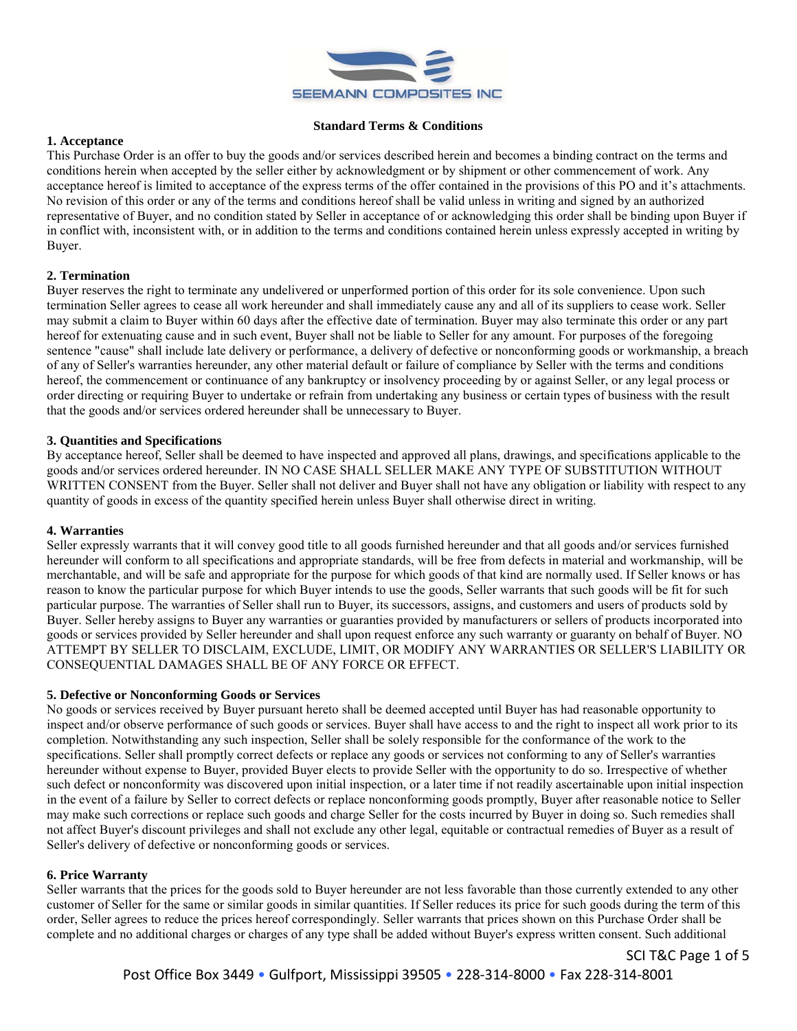SEEMANN COMPOSITES INC

**Standard Terms & Conditions**

**1. Acceptance**

This Purchase Order is an offer to buy the goods and/or services described herein and becomes a binding contract on the terms and conditions herein when accepted by the seller either by acknowledgment or by shipment or other commencement of work. Any acceptance hereof is limited to acceptance of the express terms of the offer contained in the provisions of this PO and it's attachments. No revision of this order or any of the terms and conditions hereof shall be valid unless in writing and signed by an authorized representative of Buyer, and no condition stated by Seller in acceptance of or acknowledging this order shall be binding upon Buyer if in conflict with, inconsistent with, or in addition to the terms and conditions contained herein unless expressly accepted in writing by Buyer.

**2. Termination**

Buyer reserves the right to terminate any undelivered or unperformed portion of this order for its sole convenience. Upon such termination Seller agrees to cease all work hereunder and shall immediately cause any and all of its suppliers to cease work. Seller may submit a claim to Buyer within 60 days after the effective date of termination. Buyer may also terminate this order or any part hereof for extenuating cause and in such event, Buyer shall not be liable to Seller for any amount. For purposes of the foregoing sentence "cause" shall include late delivery or performance, a delivery of defective or nonconforming goods or workmanship, a breach of any of Seller's warranties hereunder, any other material default or failure of compliance by Seller with the terms and conditions hereof, the commencement or continuance of any bankruptcy or insolvency proceeding by or against Seller, or any legal process or order directing or requiring Buyer to undertake or refrain from undertaking any business or certain types of business with the result that the goods and/or services ordered hereunder shall be unnecessary to Buyer.

**3. Quantities and Specifications**

By acceptance hereof, Seller shall be deemed to have inspected and approved all plans, drawings, and specifications applicable to the goods and/or services ordered hereunder. IN NO CASE SHALL SELLER MAKE ANY TYPE OF SUBSTITUTION WITHOUT WRITTEN CONSENT from the Buyer. Seller shall not deliver and Buyer shall not have any obligation or liability with respect to any quantity of goods in excess of the quantity specified herein unless Buyer shall otherwise direct in writing.

**4. Warranties**

Seller expressly warrants that it will convey good title to all goods furnished hereunder and that all goods and/or services furnished hereunder will conform to all specifications and appropriate standards, will be free from defects in material and workmanship, will be merchantable, and will be safe and appropriate for the purpose for which goods of that kind are normally used. If Seller knows or has reason to know the particular purpose for which Buyer intends to use the goods, Seller warrants that such goods will be fit for such particular purpose. The warranties of Seller shall run to Buyer, its successors, assigns, and customers and users of products sold by Buyer. Seller hereby assigns to Buyer any warranties or guaranties provided by manufacturers or sellers of products incorporated into goods or services provided by Seller hereunder and shall upon request enforce any such warranty or guaranty on behalf of Buyer. NO ATTEMPT BY SELLER TO DISCLAIM, EXCLUDE, LIMIT, OR MODIFY ANY WARRANTIES OR SELLER'S LIABILITY OR CONSEQUENTIAL DAMAGES SHALL BE OF ANY FORCE OR EFFECT.

**5. Defective or Nonconforming Goods or Services**

No goods or services received by Buyer pursuant hereto shall be deemed accepted until Buyer has had reasonable opportunity to inspect and/or observe performance of such goods or services. Buyer shall have access to and the right to inspect all work prior to its completion. Notwithstanding any such inspection, Seller shall be solely responsible for the conformance of the work to the specifications. Seller shall promptly correct defects or replace any goods or services not conforming to any of Seller's warranties hereunder without expense to Buyer, provided Buyer elects to provide Seller with the opportunity to do so. Irrespective of whether such defect or nonconformity was discovered upon initial inspection, or a later time if not readily ascertainable upon initial inspection in the event of a failure by Seller to correct defects or replace nonconforming goods promptly, Buyer after reasonable notice to Seller may make such corrections or replace such goods and charge Seller for the costs incurred by Buyer in doing so. Such remedies shall not affect Buyer's discount privileges and shall not exclude any other legal, equitable or contractual remedies of Buyer as a result of Seller's delivery of defective or nonconforming goods or services.

**6. Price Warranty**

Seller warrants that the prices for the goods sold to Buyer hereunder are not less favorable than those currently extended to any other customer of Seller for the same or similar goods in similar quantities. If Seller reduces its price for such goods during the term of this order, Seller agrees to reduce the prices hereof correspondingly. Seller warrants that prices shown on this Purchase Order shall be complete and no additional charges or charges of any type shall be added without Buyer's express written consent. Such additional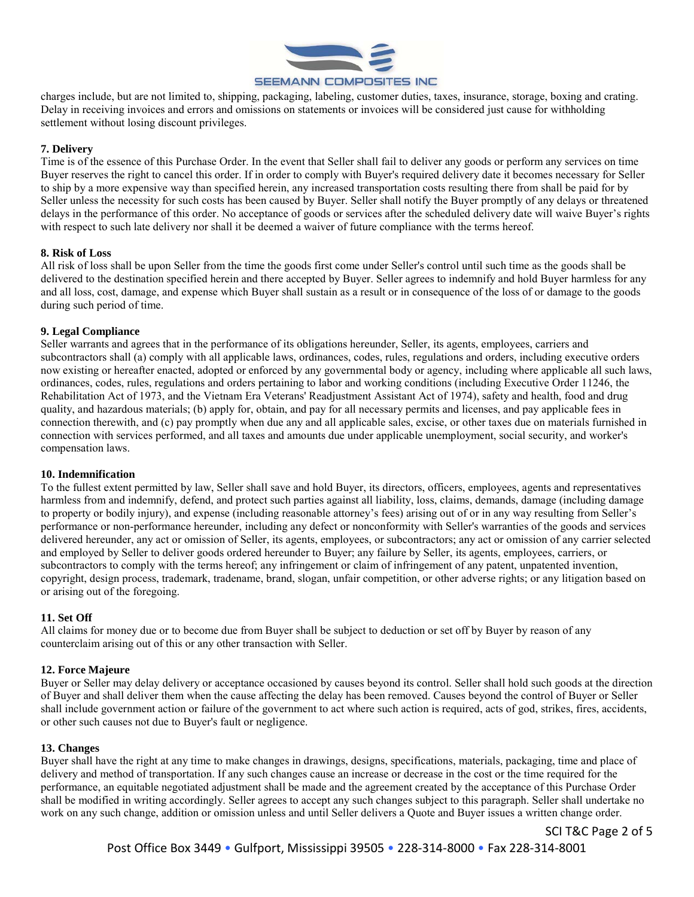charges include, but are not limited to, shipping, packaging, labeling, customer duties, taxes, insurance, storage, boxing and crating. Delay in receiving invoices and errors and omissions on statements or invoices will be considered just cause for withholding settlement without losing discount privileges.

**7. Delivery**

Time is of the essence of this Purchase Order. In the event that Seller shall fail to deliver any goods or perform any services on time Buyer reserves the right to cancel this order. If in order to comply with Buyer's required delivery date it becomes necessary for Seller to ship by a more expensive way than specified herein, any increased transportation costs resulting there from shall be paid for by Seller unless the necessity for such costs has been caused by Buyer. Seller shall notify the Buyer promptly of any delays or threatened delays in the performance of this order. No acceptance of goods or services after the scheduled delivery date will waive Buyer's rights with respect to such late delivery nor shall it be deemed a waiver of future compliance with the terms hereof.

**8. Risk of Loss**

All risk of loss shall be upon Seller from the time the goods first come under Seller's control until such time as the goods shall be delivered to the destination specified herein and there accepted by Buyer. Seller agrees to indemnify and hold Buyer harmless for any and all loss, cost, damage, and expense which Buyer shall sustain as a result or in consequence of the loss of or damage to the goods during such period of time.

**9. Legal Compliance**

Seller warrants and agrees that in the performance of its obligations hereunder, Seller, its agents, employees, carriers and subcontractors shall (a) comply with all applicable laws, ordinances, codes, rules, regulations and orders, including executive orders now existing or hereafter enacted, adopted or enforced by any governmental body or agency, including where applicable all such laws, ordinances, codes, rules, regulations and orders pertaining to labor and working conditions (including Executive Order 11246, the Rehabilitation Act of 1973, and the Vietnam Era Veterans' Readjustment Assistant Act of 1974), safety and health, food and drug quality, and hazardous materials; (b) apply for, obtain, and pay for all necessary permits and licenses, and pay applicable fees in connection therewith, and (c) pay promptly when due any and all applicable sales, excise, or other taxes due on materials furnished in connection with services performed, and all taxes and amounts due under applicable unemployment, social security, and worker's compensation laws.

**10. Indemnification**

To the fullest extent permitted by law, Seller shall save and hold Buyer, its directors, officers, employees, agents and representatives harmless from and indemnify, defend, and protect such parties against all liability, loss, claims, demands, damage (including damage to property or bodily injury), and expense (including reasonable attorney's fees) arising out of or in any way resulting from Seller's performance or non-performance hereunder, including any defect or nonconformity with Seller's warranties of the goods and services delivered hereunder, any act or omission of Seller, its agents, employees, or subcontractors; any act or omission of any carrier selected and employed by Seller to deliver goods ordered hereunder to Buyer; any failure by Seller, its agents, employees, carriers, or subcontractors to comply with the terms hereof; any infringement or claim of infringement of any patent, unpatented invention, copyright, design process, trademark, tradename, brand, slogan, unfair competition, or other adverse rights; or any litigation based on or arising out of the foregoing.

**11. Set Off**

All claims for money due or to become due from Buyer shall be subject to deduction or set off by Buyer by reason of any counterclaim arising out of this or any other transaction with Seller.

**12. Force Majeure**

Buyer or Seller may delay delivery or acceptance occasioned by causes beyond its control. Seller shall hold such goods at the direction of Buyer and shall deliver them when the cause affecting the delay has been removed. Causes beyond the control of Buyer or Seller shall include government action or failure of the government to act where such action is required, acts of god, strikes, fires, accidents, or other such causes not due to Buyer's fault or negligence.

**13. Changes**

Buyer shall have the right at any time to make changes in drawings, designs, specifications, materials, packaging, time and place of delivery and method of transportation. If any such changes cause an increase or decrease in the cost or the time required for the performance, an equitable negotiated adjustment shall be made and the agreement created by the acceptance of this Purchase Order shall be modified in writing accordingly. Seller agrees to accept any such changes subject to this paragraph. Seller shall undertake no work on any such change, addition or omission unless and until Seller delivers a Quote and Buyer issues a written change order.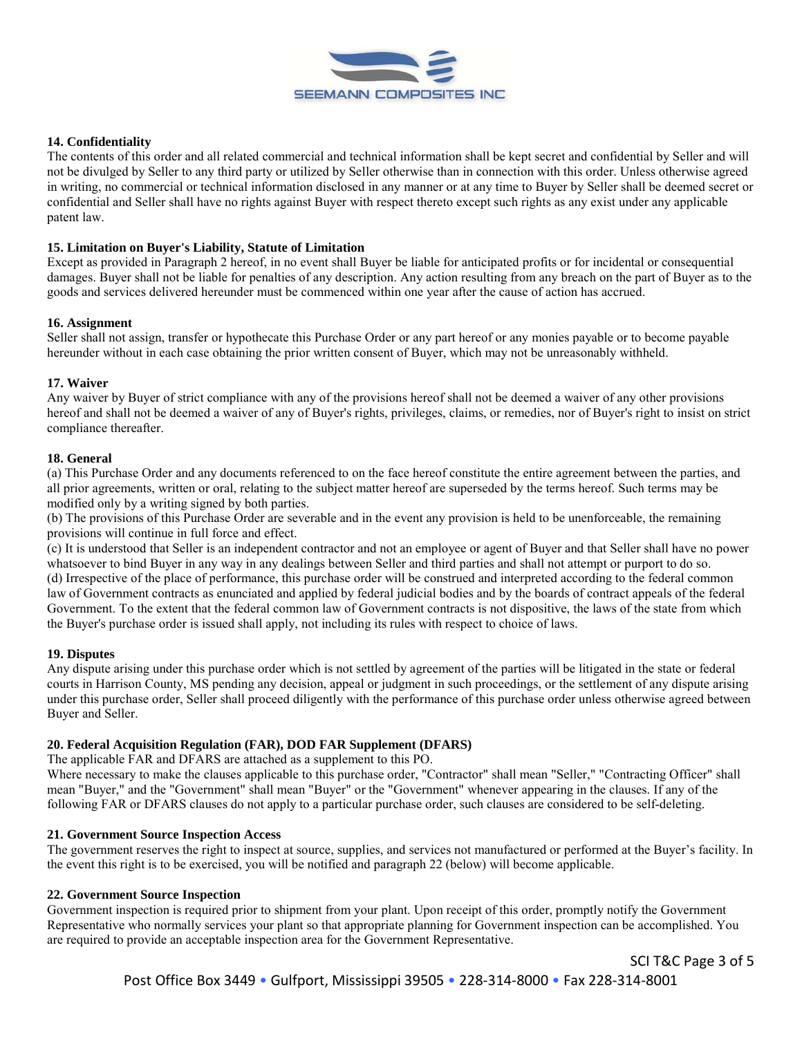### 14. Confidentiality

The contents of this order and all related commercial and technical information shall be kept secret and confidential by Seller and will not be divulged by Seller to any third party or utilized by Seller otherwise than in connection with this order. Unless otherwise agreed in writing, no commercial or technical information disclosed in any manner or at any time to Buyer by Seller shall be deemed secret or confidential and Seller shall have no rights against Buyer with respect thereto except such rights as any exist under any applicable patent law.

### 15. Limitation on Buyer's Liability, Statute of Limitation

Except as provided in Paragraph 2 hereof, in no event shall Buyer be liable for anticipated profits or for incidental or consequential damages. Buyer shall not be liable for penalties of any description. Any action resulting from any breach on the part of Buyer as to the goods and services delivered hereunder must be commenced within one year after the cause of action has accrued.

### 16. Assignment

Seller shall not assign, transfer or hypothecate this Purchase Order or any part hereof or any monies payable or to become payable hereunder without in each case obtaining the prior written consent of Buyer, which may not be unreasonably withheld.

### 17. Waiver

Any waiver by Buyer of strict compliance with any of the provisions hereof shall not be deemed a waiver of any other provisions hereof and shall not be deemed a waiver of any of Buyer's rights, privileges, claims, or remedies, nor of Buyer's right to insist on strict compliance thereafter.

### 18. General

(a) This Purchase Order and any documents referenced to on the face hereof constitute the entire agreement between the parties, and all prior agreements, written or oral, relating to the subject matter hereof are superseded by the terms hereof. Such terms may be modified only by a writing signed by both parties.
(b) The provisions of this Purchase Order are severable and in the event any provision is held to be unenforceable, the remaining provisions will continue in full force and effect.
(c) It is understood that Seller is an independent contractor and not an employee or agent of Buyer and that Seller shall have no power whatsoever to bind Buyer in any way in any dealings between Seller and third parties and shall not attempt or purport to do so.
(d) Irrespective of the place of performance, this purchase order will be construed and interpreted according to the federal common law of Government contracts as enunciated and applied by federal judicial bodies and by the boards of contract appeals of the federal Government. To the extent that the federal common law of Government contracts is not dispositive, the laws of the state from which the Buyer's purchase order is issued shall apply, not including its rules with respect to choice of laws.

### 19. Disputes

Any dispute arising under this purchase order which is not settled by agreement of the parties will be litigated in the state or federal courts in Harrison County, MS pending any decision, appeal or judgment in such proceedings, or the settlement of any dispute arising under this purchase order, Seller shall proceed diligently with the performance of this purchase order unless otherwise agreed between Buyer and Seller.

### 20. Federal Acquisition Regulation (FAR), DOD FAR Supplement (DFARS)

The applicable FAR and DFARS are attached as a supplement to this PO.
Where necessary to make the clauses applicable to this purchase order, "Contractor" shall mean "Seller," "Contracting Officer" shall mean "Buyer," and the "Government" shall mean "Buyer" or the "Government" whenever appearing in the clauses. If any of the following FAR or DFARS clauses do not apply to a particular purchase order, such clauses are considered to be self-deleting.

### 21. Government Source Inspection Access

The government reserves the right to inspect at source, supplies, and services not manufactured or performed at the Buyer's facility. In the event this right is to be exercised, you will be notified and paragraph 22 (below) will become applicable.

### 22. Government Source Inspection

Government inspection is required prior to shipment from your plant. Upon receipt of this order, promptly notify the Government Representative who normally services your plant so that appropriate planning for Government inspection can be accomplished. You are required to provide an acceptable inspection area for the Government Representative.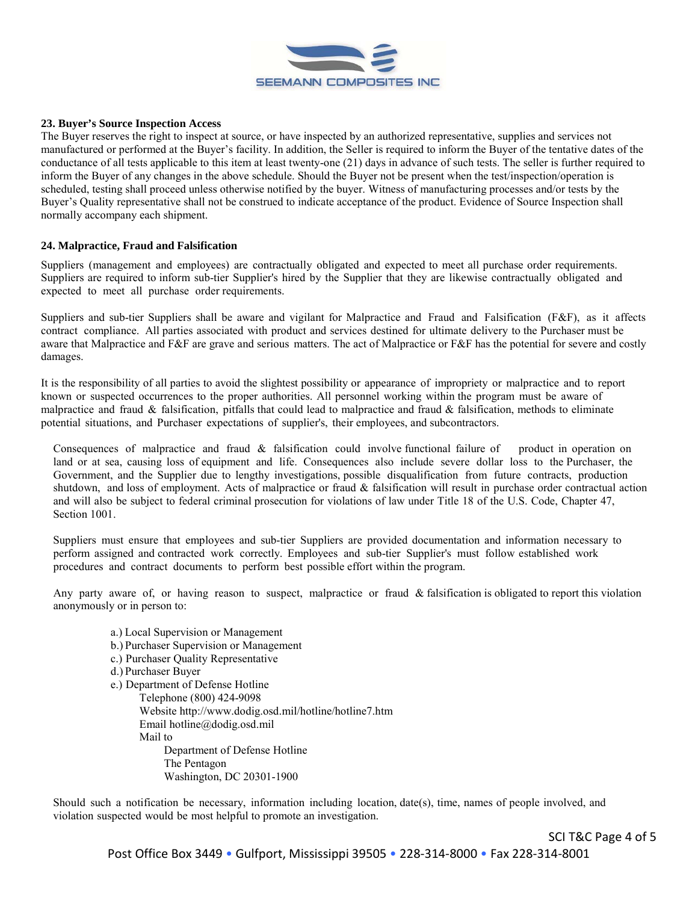### 23. Buyer's Source Inspection Access

The Buyer reserves the right to inspect at source, or have inspected by an authorized representative, supplies and services not manufactured or performed at the Buyer's facility. In addition, the Seller is required to inform the Buyer of the tentative dates of the conductance of all tests applicable to this item at least twenty-one (21) days in advance of such tests. The seller is further required to inform the Buyer of any changes in the above schedule. Should the Buyer not be present when the test/inspection/operation is scheduled, testing shall proceed unless otherwise notified by the buyer. Witness of manufacturing processes and/or tests by the Buyer's Quality representative shall not be construed to indicate acceptance of the product. Evidence of Source Inspection shall normally accompany each shipment.

### 24. Malpractice, Fraud and Falsification

Suppliers (management and employees) are contractually obligated and expected to meet all purchase order requirements. Suppliers are required to inform sub-tier Supplier's hired by the Supplier that they are likewise contractually obligated and expected to meet all purchase order requirements.

Suppliers and sub-tier Suppliers shall be aware and vigilant for Malpractice and Fraud and Falsification (F&F), as it affects contract compliance. All parties associated with product and services destined for ultimate delivery to the Purchaser must be aware that Malpractice and F&F are grave and serious matters. The act of Malpractice or F&F has the potential for severe and costly damages.

It is the responsibility of all parties to avoid the slightest possibility or appearance of impropriety or malpractice and to report known or suspected occurrences to the proper authorities. All personnel working within the program must be aware of malpractice and fraud & falsification, pitfalls that could lead to malpractice and fraud & falsification, methods to eliminate potential situations, and Purchaser expectations of supplier's, their employees, and subcontractors.

Consequences of malpractice and fraud & falsification could involve functional failure of product in operation on land or at sea, causing loss of equipment and life. Consequences also include severe dollar loss to the Purchaser, the Government, and the Supplier due to lengthy investigations, possible disqualification from future contracts, production shutdown, and loss of employment. Acts of malpractice or fraud & falsification will result in purchase order contractual action and will also be subject to federal criminal prosecution for violations of law under Title 18 of the U.S. Code, Chapter 47, Section 1001.

Suppliers must ensure that employees and sub-tier Suppliers are provided documentation and information necessary to perform assigned and contracted work correctly. Employees and sub-tier Supplier's must follow established work procedures and contract documents to perform best possible effort within the program.

Any party aware of, or having reason to suspect, malpractice or fraud & falsification is obligated to report this violation anonymously or in person to:

a.) Local Supervision or Management
b.) Purchaser Supervision or Management
c.) Purchaser Quality Representative
d.) Purchaser Buyer
e.) Department of Defense Hotline
  Telephone (800) 424-9098
  Website http://www.dodig.osd.mil/hotline/hotline7.htm
  Email hotline@dodig.osd.mil
  Mail to
    Department of Defense Hotline
    The Pentagon
    Washington, DC 20301-1900

Should such a notification be necessary, information including location, date(s), time, names of people involved, and violation suspected would be most helpful to promote an investigation.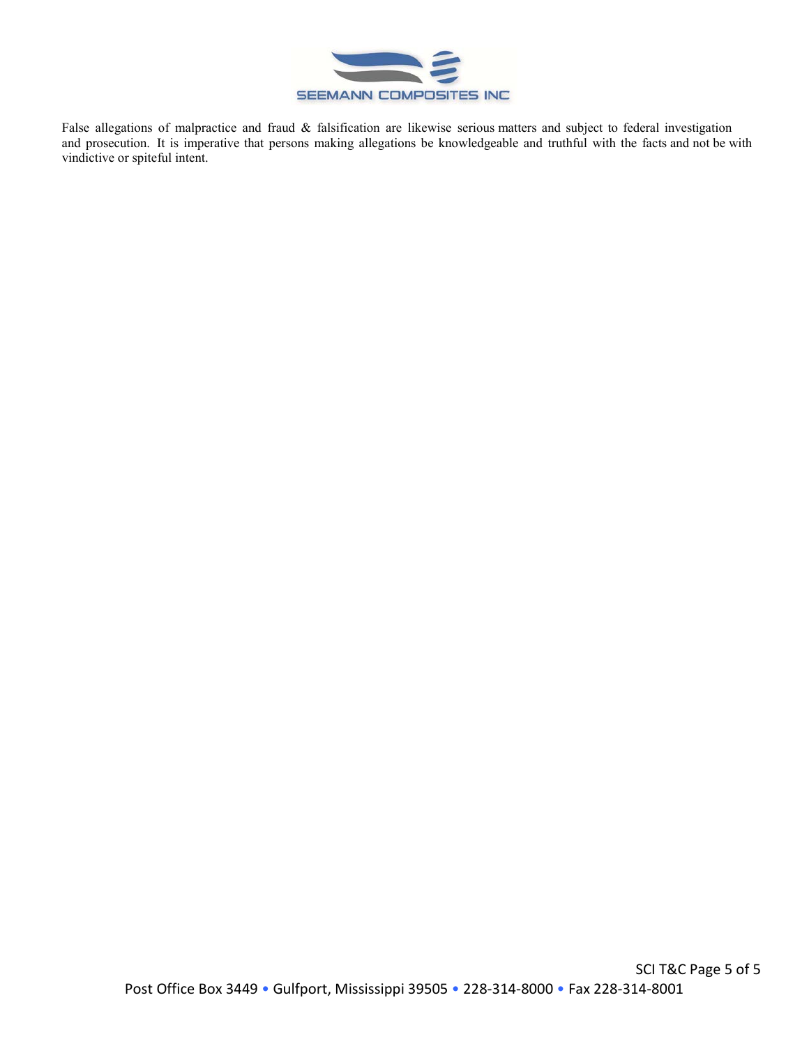False allegations of malpractice and fraud & falsification are likewise serious matters and subject to federal investigation and prosecution. It is imperative that persons making allegations be knowledgeable and truthful with the facts and not be with vindictive or spiteful intent.